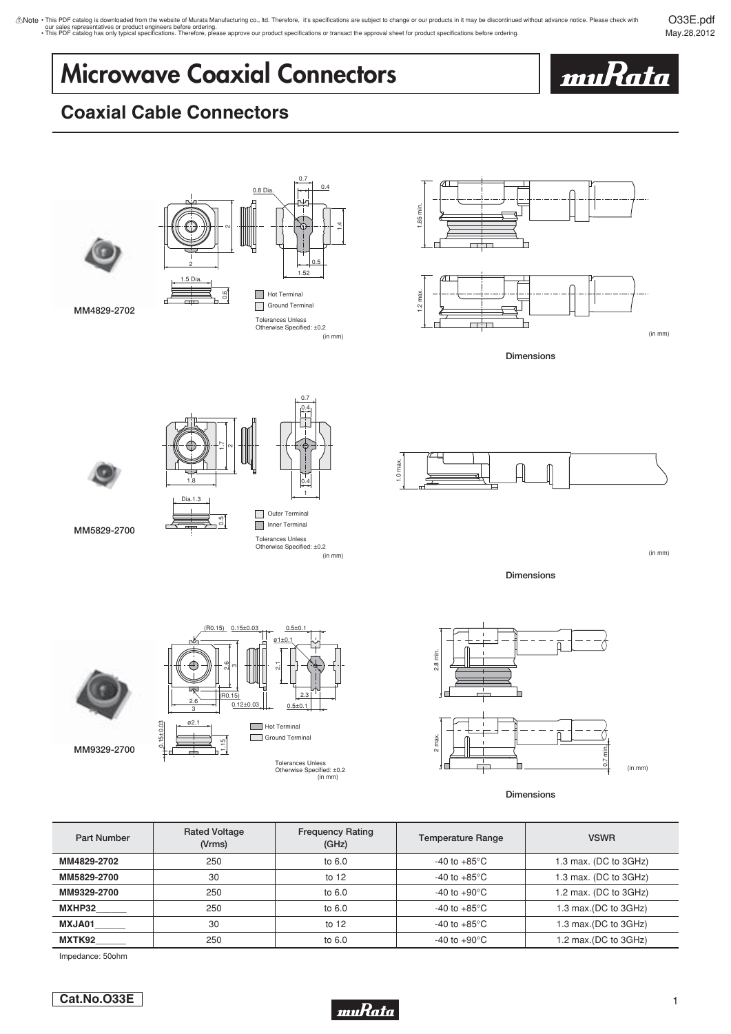⚠Note • This PDF catalog is downloaded from the website of Murata Manufacturing co., ltd. Therefore, it's specifications are subject to change or our products in it may be discontinued without advance notice. Please check with our sales representatives or product engineers before ordering.
• This PDF catalog has only typical specifications. Therefore, please approve our product specifications or transact the approval sheet for product specifications before ordering.

O33E.pdf
May.28,2012

# Microwave Coaxial Connectors

## Coaxial Cable Connectors

MM4829-2702

Hot Terminal
Ground Terminal

Tolerances Unless Otherwise Specified: ±0.2
(in mm)

Dimensions

MM5829-2700

Outer Terminal
Inner Terminal

Tolerances Unless Otherwise Specified: ±0.2
(in mm)

Dimensions

MM9329-2700

Hot Terminal
Ground Terminal

Tolerances Unless Otherwise Specified: ±0.2
(in mm)

Dimensions

| Part Number | Rated Voltage (Vrms) | Frequency Rating (GHz) | Temperature Range | VSWR |
|---|---|---|---|---|
| **MM4829-2702** | 250 | to 6.0 | -40 to +85°C | 1.3 max. (DC to 3GHz) |
| **MM5829-2700** | 30 | to 12 | -40 to +85°C | 1.3 max. (DC to 3GHz) |
| **MM9329-2700** | 250 | to 6.0 | -40 to +90°C | 1.2 max. (DC to 3GHz) |
| **MXHP32______** | 250 | to 6.0 | -40 to +85°C | 1.3 max.(DC to 3GHz) |
| **MXJA01______** | 30 | to 12 | -40 to +85°C | 1.3 max.(DC to 3GHz) |
| **MXTK92______** | 250 | to 6.0 | -40 to +90°C | 1.2 max.(DC to 3GHz) |

Impedance: 50ohm

Cat.No.O33E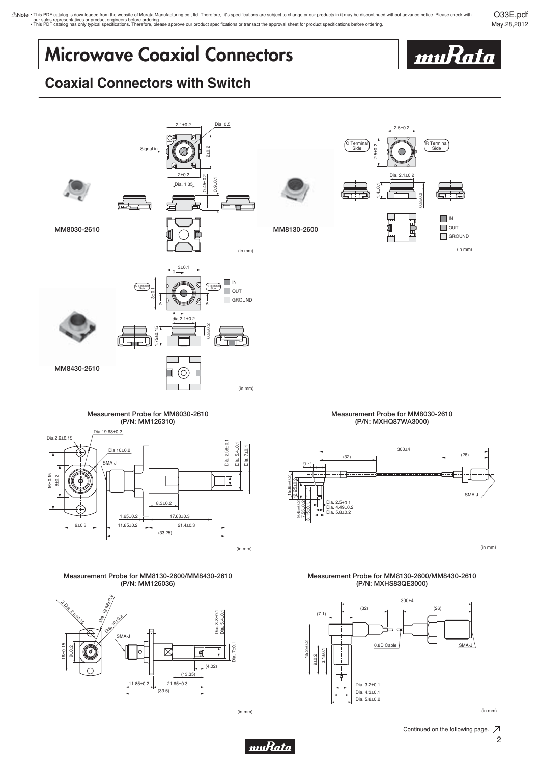# Microwave Coaxial Connectors

## Coaxial Connectors with Switch

MM8030-2610

Signal in

2.1±0.2

Dia. 0.5

2±0.2

2±0.2

Dia. 1.35

0.45±0.2

0.9±0.1

(in mm)

MM8130-2600

C Terminal Side

R Terminal Side

2.5±0.2

2.5±0.2

Dia. 2.1±0.2

1.4±0.1

0.8±0.2

IN

OUT

GROUND

(in mm)

MM8430-2610

3±0.1

C Terminal Side

R Terminal Side

3±0.1

dia 2.1±0.2

1.75±0.15

0.8±0.2

IN

OUT

GROUND

(in mm)

### Measurement Probe for MM8030-2610 (P/N: MM126310)

Dia.2.6±0.15

Dia.19.68±0.2

Dia.10±0.2

SMA-J

16±0.15

9±0.2

Dia. 2.58±0.1

Dia. 5.4±0.1

Dia. 7±0.1

8.3±0.2

1.65±0.2

17.63±0.3

9±0.3

11.85±0.2

21.4±0.3

(33.25)

(in mm)

### Measurement Probe for MM8030-2610 (P/N: MXHQ87WA3000)

300±4

(32)

(26)

(7.1)

15.65±0.2

12.25±0.2

9.45±0.2

7.55±0.2

3.15±0.1

Dia. 2.5±0.1

Dia. 4.49±0.2

Dia. 5.8±0.2

SMA-J

(in mm)

### Measurement Probe for MM8130-2600/MM8430-2610 (P/N: MM126036)

2-Dia. 2.6±0.15

Dia. 19.68±0.2

Dia. 10±0.2

SMA-J

16±0.15

9±0.2

Dia. 3.8±0.1

Dia. 5.4±0.1

Dia. 7±0.1

(4.02)

(13.35)

11.85±0.2

21.65±0.3

(33.5)

(in mm)

### Measurement Probe for MM8130-2600/MM8430-2610 (P/N: MXHS83QE3000)

300±4

(32)

(26)

(7.1)

0.8D Cable

SMA-J

15.2±0.2

9±0.2

3.1±0.1

Dia. 3.2±0.1

Dia. 4.3±0.1

Dia. 5.8±0.2

(in mm)

Continued on the following page.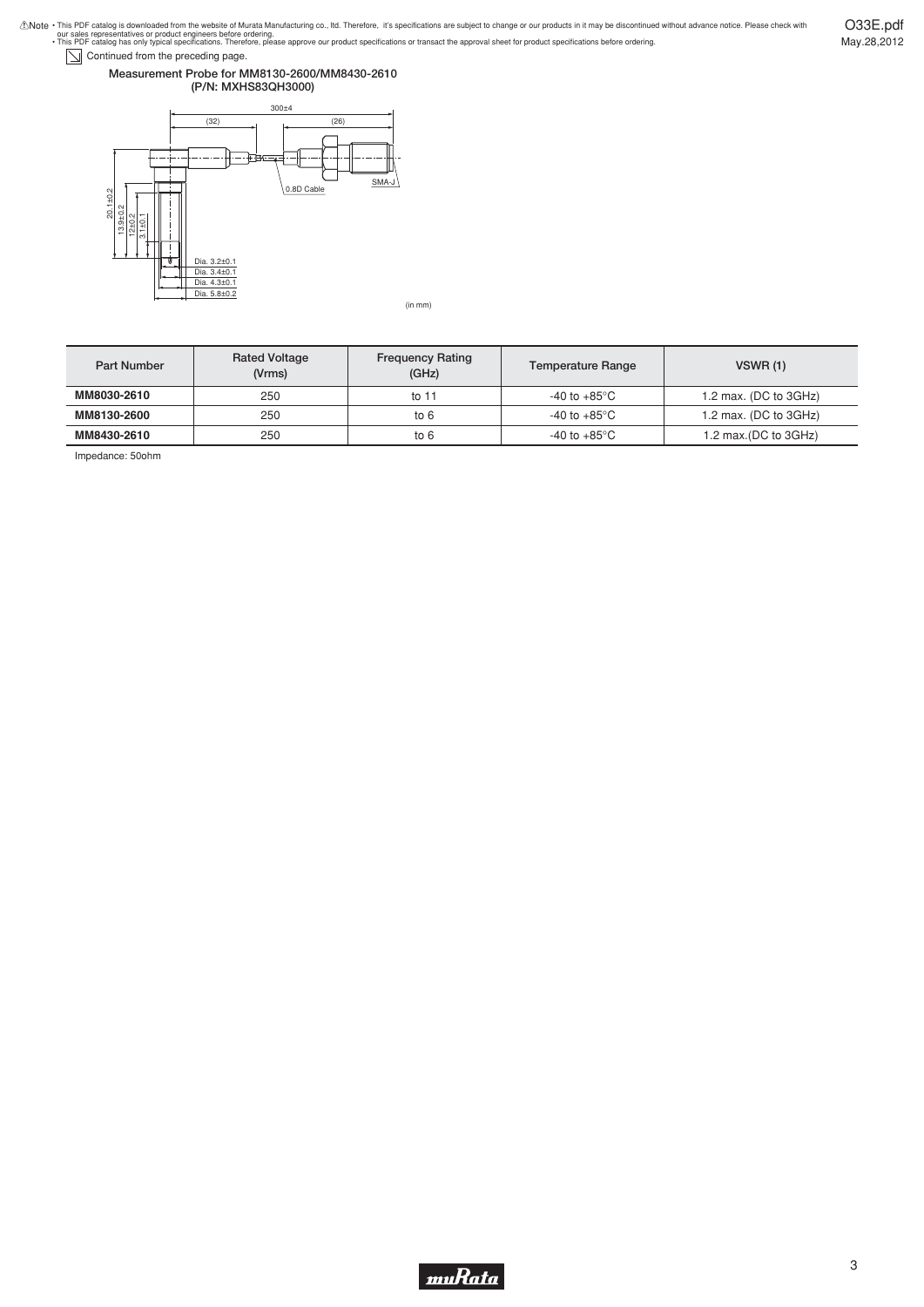Continued from the preceding page.

**Measurement Probe for MM8130-2600/MM8430-2610 (P/N: MXHS83QH3000)**

300±4
(32)
(26)
0.8D Cable
SMA-J
20.1±0.2
13.9±0.2
12±0.2
3.1±0.1
Dia. 3.2±0.1
Dia. 3.4±0.1
Dia. 4.3±0.1
Dia. 5.8±0.2
(in mm)

| Part Number | Rated Voltage (Vrms) | Frequency Rating (GHz) | Temperature Range | VSWR (1) |
|---|---|---|---|---|
| **MM8030-2610** | 250 | to 11 | -40 to +85°C | 1.2 max. (DC to 3GHz) |
| **MM8130-2600** | 250 | to 6 | -40 to +85°C | 1.2 max. (DC to 3GHz) |
| **MM8430-2610** | 250 | to 6 | -40 to +85°C | 1.2 max.(DC to 3GHz) |

Impedance: 50ohm